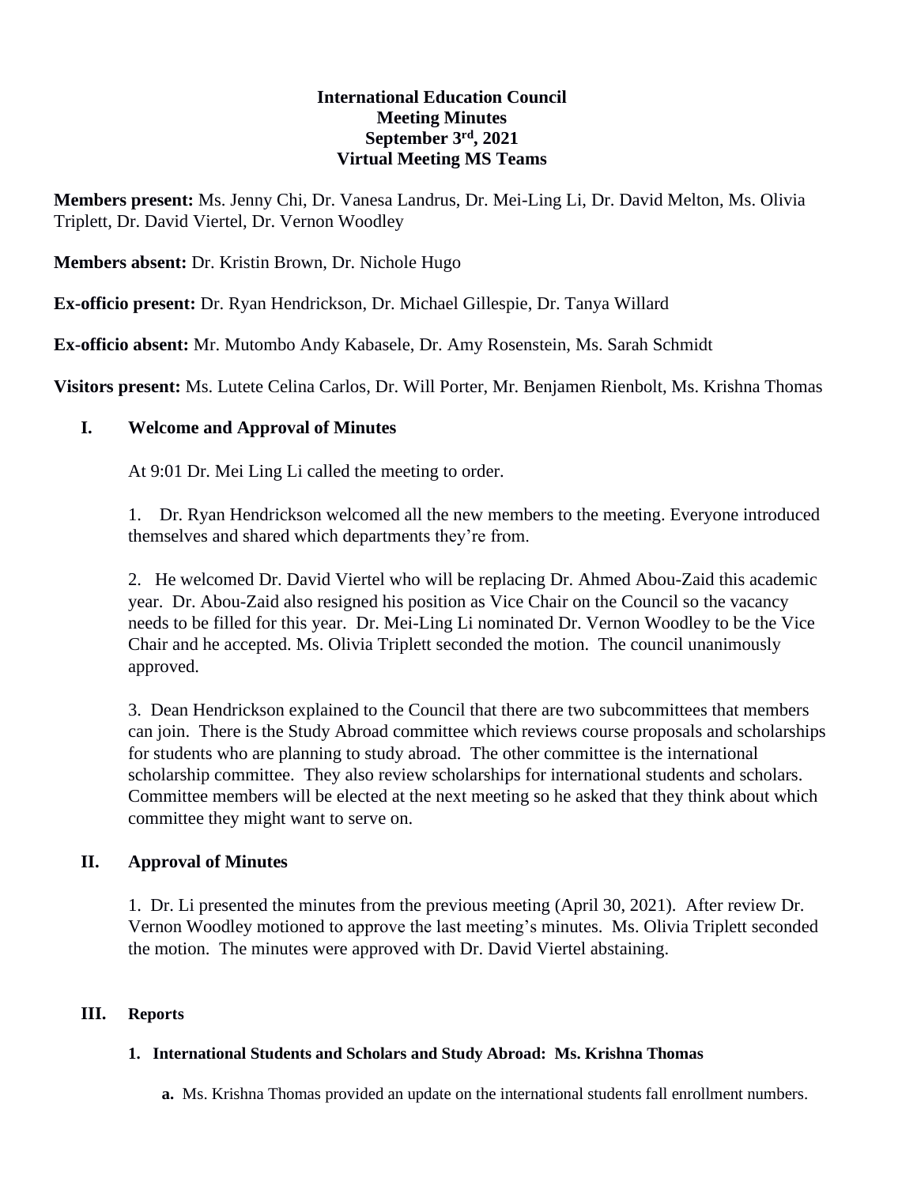**International Education Council**
**Meeting Minutes**
**September 3rd, 2021**
**Virtual Meeting MS Teams**

**Members present:** Ms. Jenny Chi, Dr. Vanesa Landrus, Dr. Mei-Ling Li, Dr. David Melton, Ms. Olivia Triplett, Dr. David Viertel, Dr. Vernon Woodley

**Members absent:** Dr. Kristin Brown, Dr. Nichole Hugo

**Ex-officio present:** Dr. Ryan Hendrickson, Dr. Michael Gillespie, Dr. Tanya Willard

**Ex-officio absent:** Mr. Mutombo Andy Kabasele, Dr. Amy Rosenstein, Ms. Sarah Schmidt

**Visitors present:** Ms. Lutete Celina Carlos, Dr. Will Porter, Mr. Benjamen Rienbolt, Ms. Krishna Thomas

## I. Welcome and Approval of Minutes

At 9:01 Dr. Mei Ling Li called the meeting to order.

1. Dr. Ryan Hendrickson welcomed all the new members to the meeting. Everyone introduced themselves and shared which departments they're from.

2. He welcomed Dr. David Viertel who will be replacing Dr. Ahmed Abou-Zaid this academic year. Dr. Abou-Zaid also resigned his position as Vice Chair on the Council so the vacancy needs to be filled for this year. Dr. Mei-Ling Li nominated Dr. Vernon Woodley to be the Vice Chair and he accepted. Ms. Olivia Triplett seconded the motion. The council unanimously approved.

3. Dean Hendrickson explained to the Council that there are two subcommittees that members can join. There is the Study Abroad committee which reviews course proposals and scholarships for students who are planning to study abroad. The other committee is the international scholarship committee. They also review scholarships for international students and scholars. Committee members will be elected at the next meeting so he asked that they think about which committee they might want to serve on.

## II. Approval of Minutes

1. Dr. Li presented the minutes from the previous meeting (April 30, 2021). After review Dr. Vernon Woodley motioned to approve the last meeting's minutes. Ms. Olivia Triplett seconded the motion. The minutes were approved with Dr. David Viertel abstaining.

## III. Reports

### 1. International Students and Scholars and Study Abroad: Ms. Krishna Thomas

a. Ms. Krishna Thomas provided an update on the international students fall enrollment numbers.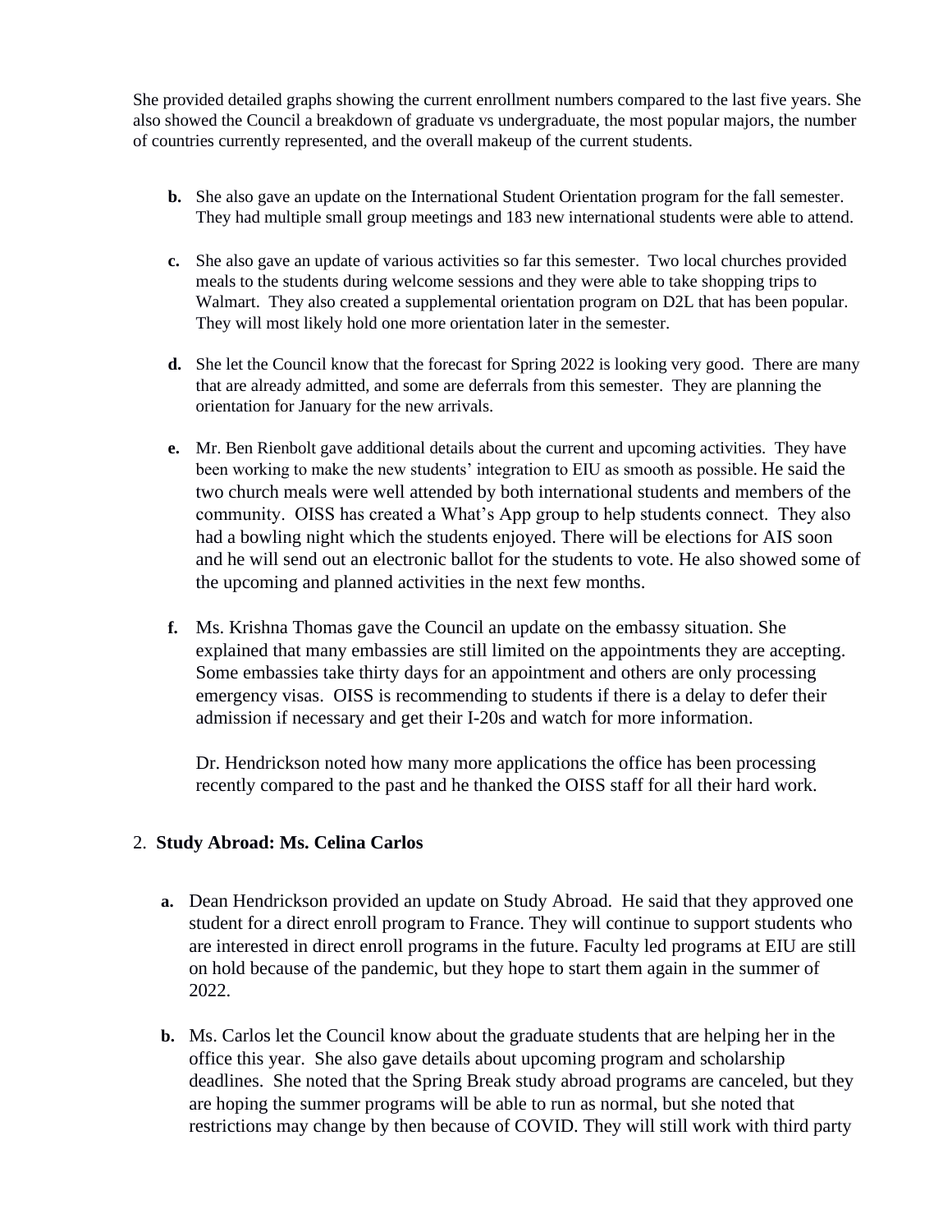She provided detailed graphs showing the current enrollment numbers compared to the last five years. She also showed the Council a breakdown of graduate vs undergraduate, the most popular majors, the number of countries currently represented, and the overall makeup of the current students.

**b.** She also gave an update on the International Student Orientation program for the fall semester. They had multiple small group meetings and 183 new international students were able to attend.

**c.** She also gave an update of various activities so far this semester. Two local churches provided meals to the students during welcome sessions and they were able to take shopping trips to Walmart. They also created a supplemental orientation program on D2L that has been popular. They will most likely hold one more orientation later in the semester.

**d.** She let the Council know that the forecast for Spring 2022 is looking very good. There are many that are already admitted, and some are deferrals from this semester. They are planning the orientation for January for the new arrivals.

**e.** Mr. Ben Rienbolt gave additional details about the current and upcoming activities. They have been working to make the new students' integration to EIU as smooth as possible. He said the two church meals were well attended by both international students and members of the community. OISS has created a What's App group to help students connect. They also had a bowling night which the students enjoyed. There will be elections for AIS soon and he will send out an electronic ballot for the students to vote. He also showed some of the upcoming and planned activities in the next few months.

**f.** Ms. Krishna Thomas gave the Council an update on the embassy situation. She explained that many embassies are still limited on the appointments they are accepting. Some embassies take thirty days for an appointment and others are only processing emergency visas. OISS is recommending to students if there is a delay to defer their admission if necessary and get their I-20s and watch for more information.

Dr. Hendrickson noted how many more applications the office has been processing recently compared to the past and he thanked the OISS staff for all their hard work.

2. **Study Abroad: Ms. Celina Carlos**

**a.** Dean Hendrickson provided an update on Study Abroad. He said that they approved one student for a direct enroll program to France. They will continue to support students who are interested in direct enroll programs in the future. Faculty led programs at EIU are still on hold because of the pandemic, but they hope to start them again in the summer of 2022.

**b.** Ms. Carlos let the Council know about the graduate students that are helping her in the office this year. She also gave details about upcoming program and scholarship deadlines. She noted that the Spring Break study abroad programs are canceled, but they are hoping the summer programs will be able to run as normal, but she noted that restrictions may change by then because of COVID. They will still work with third party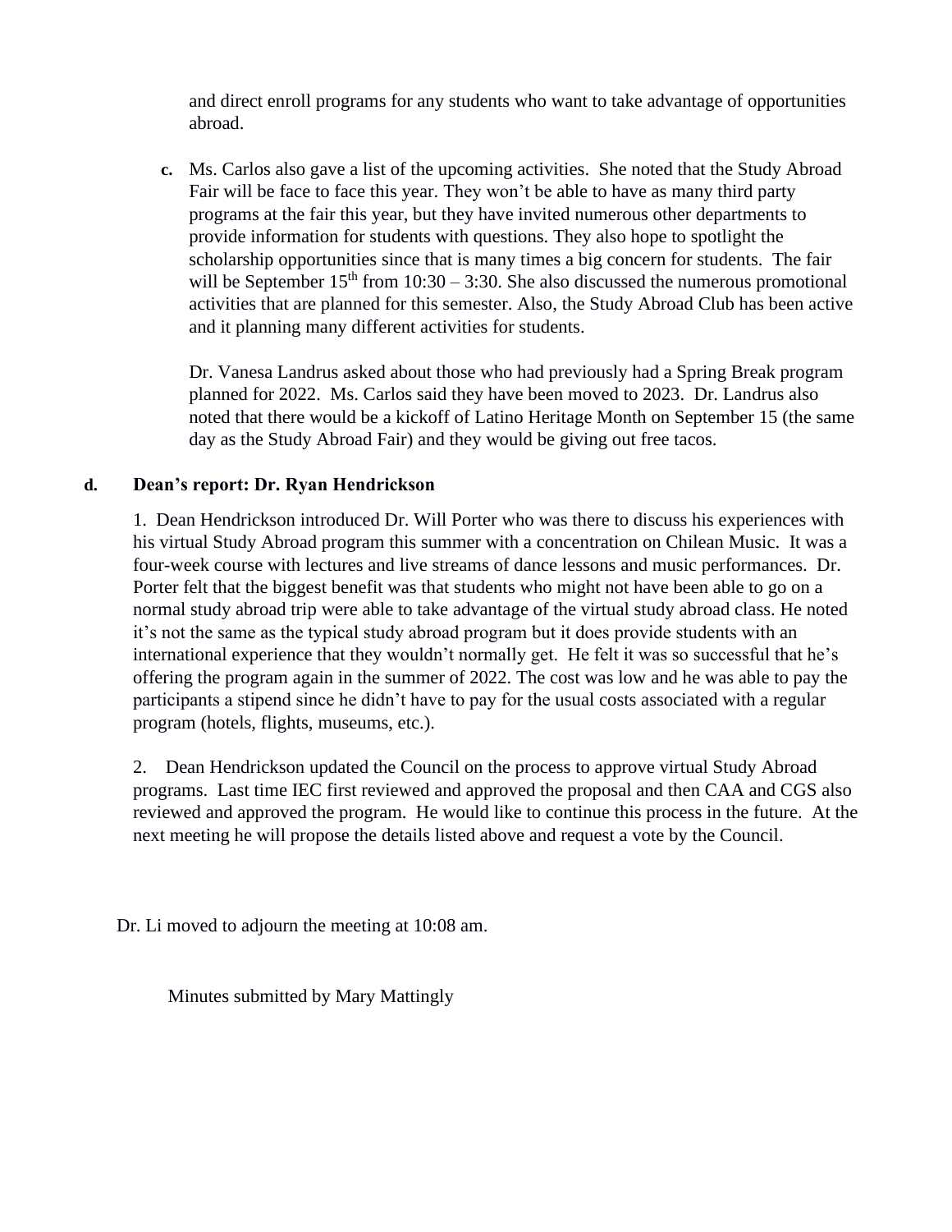and direct enroll programs for any students who want to take advantage of opportunities abroad.

**c.** Ms. Carlos also gave a list of the upcoming activities. She noted that the Study Abroad Fair will be face to face this year. They won't be able to have as many third party programs at the fair this year, but they have invited numerous other departments to provide information for students with questions. They also hope to spotlight the scholarship opportunities since that is many times a big concern for students. The fair will be September 15th from 10:30 – 3:30. She also discussed the numerous promotional activities that are planned for this semester. Also, the Study Abroad Club has been active and it planning many different activities for students.

Dr. Vanesa Landrus asked about those who had previously had a Spring Break program planned for 2022. Ms. Carlos said they have been moved to 2023. Dr. Landrus also noted that there would be a kickoff of Latino Heritage Month on September 15 (the same day as the Study Abroad Fair) and they would be giving out free tacos.

**d. Dean's report: Dr. Ryan Hendrickson**

1. Dean Hendrickson introduced Dr. Will Porter who was there to discuss his experiences with his virtual Study Abroad program this summer with a concentration on Chilean Music. It was a four-week course with lectures and live streams of dance lessons and music performances. Dr. Porter felt that the biggest benefit was that students who might not have been able to go on a normal study abroad trip were able to take advantage of the virtual study abroad class. He noted it's not the same as the typical study abroad program but it does provide students with an international experience that they wouldn't normally get. He felt it was so successful that he's offering the program again in the summer of 2022. The cost was low and he was able to pay the participants a stipend since he didn't have to pay for the usual costs associated with a regular program (hotels, flights, museums, etc.).

2. Dean Hendrickson updated the Council on the process to approve virtual Study Abroad programs. Last time IEC first reviewed and approved the proposal and then CAA and CGS also reviewed and approved the program. He would like to continue this process in the future. At the next meeting he will propose the details listed above and request a vote by the Council.

Dr. Li moved to adjourn the meeting at 10:08 am.

Minutes submitted by Mary Mattingly